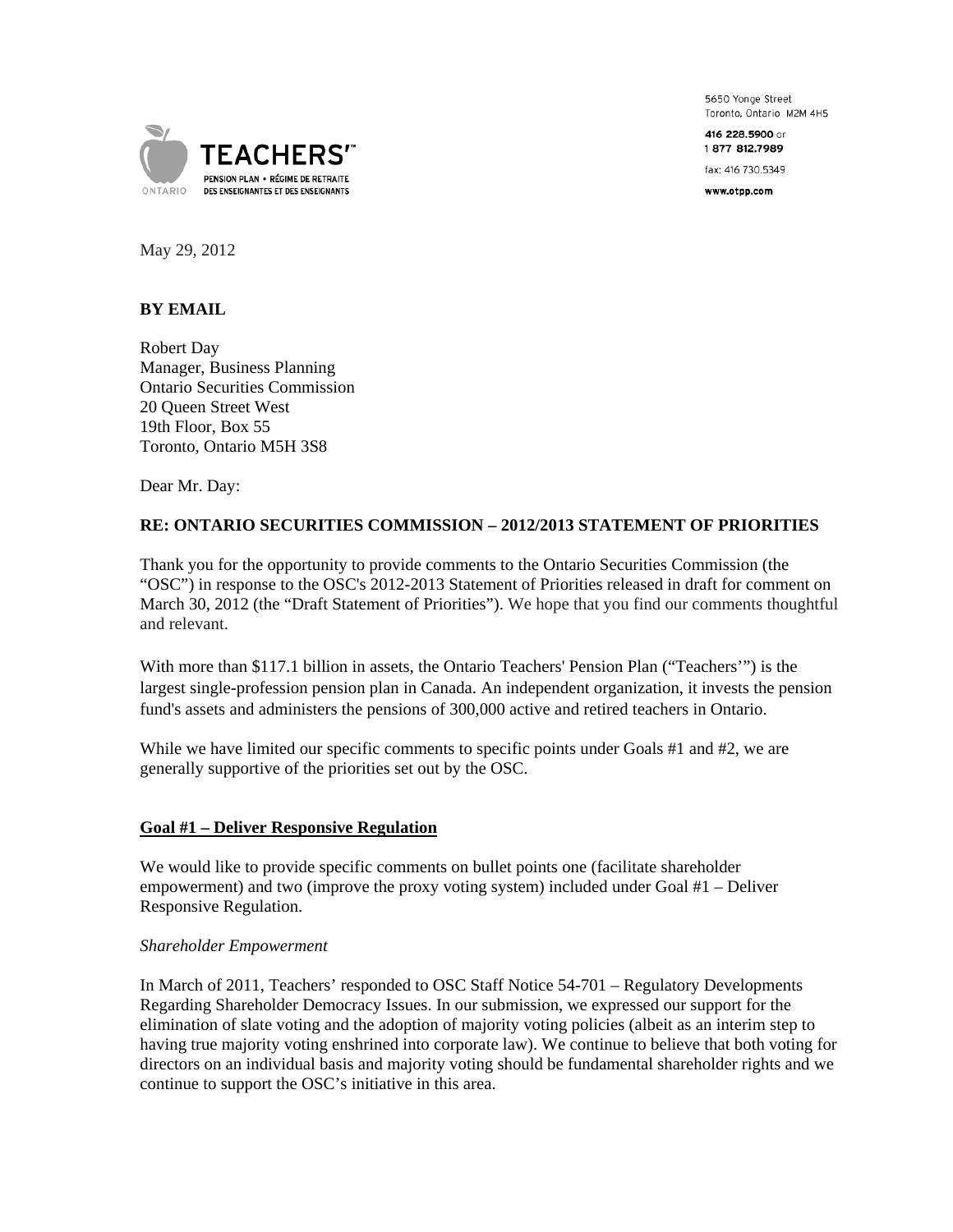TEACHERS'™
PENSION PLAN • RÉGIME DE RETRAITE
ONTARIO DES ENSEIGNANTES ET DES ENSEIGNANTS

5650 Yonge Street
Toronto, Ontario M2M 4H5
416 228.5900 or
1 877 812.7989
fax: 416 730.5349
www.otpp.com

May 29, 2012

**BY EMAIL**

Robert Day
Manager, Business Planning
Ontario Securities Commission
20 Queen Street West
19th Floor, Box 55
Toronto, Ontario M5H 3S8

Dear Mr. Day:

**RE: ONTARIO SECURITIES COMMISSION – 2012/2013 STATEMENT OF PRIORITIES**

Thank you for the opportunity to provide comments to the Ontario Securities Commission (the "OSC") in response to the OSC's 2012-2013 Statement of Priorities released in draft for comment on March 30, 2012 (the "Draft Statement of Priorities"). We hope that you find our comments thoughtful and relevant.

With more than $117.1 billion in assets, the Ontario Teachers' Pension Plan ("Teachers'") is the largest single-profession pension plan in Canada. An independent organization, it invests the pension fund's assets and administers the pensions of 300,000 active and retired teachers in Ontario.

While we have limited our specific comments to specific points under Goals #1 and #2, we are generally supportive of the priorities set out by the OSC.

**<u>Goal #1 – Deliver Responsive Regulation</u>**

We would like to provide specific comments on bullet points one (facilitate shareholder empowerment) and two (improve the proxy voting system) included under Goal #1 – Deliver Responsive Regulation.

*Shareholder Empowerment*

In March of 2011, Teachers' responded to OSC Staff Notice 54-701 – Regulatory Developments Regarding Shareholder Democracy Issues. In our submission, we expressed our support for the elimination of slate voting and the adoption of majority voting policies (albeit as an interim step to having true majority voting enshrined into corporate law). We continue to believe that both voting for directors on an individual basis and majority voting should be fundamental shareholder rights and we continue to support the OSC's initiative in this area.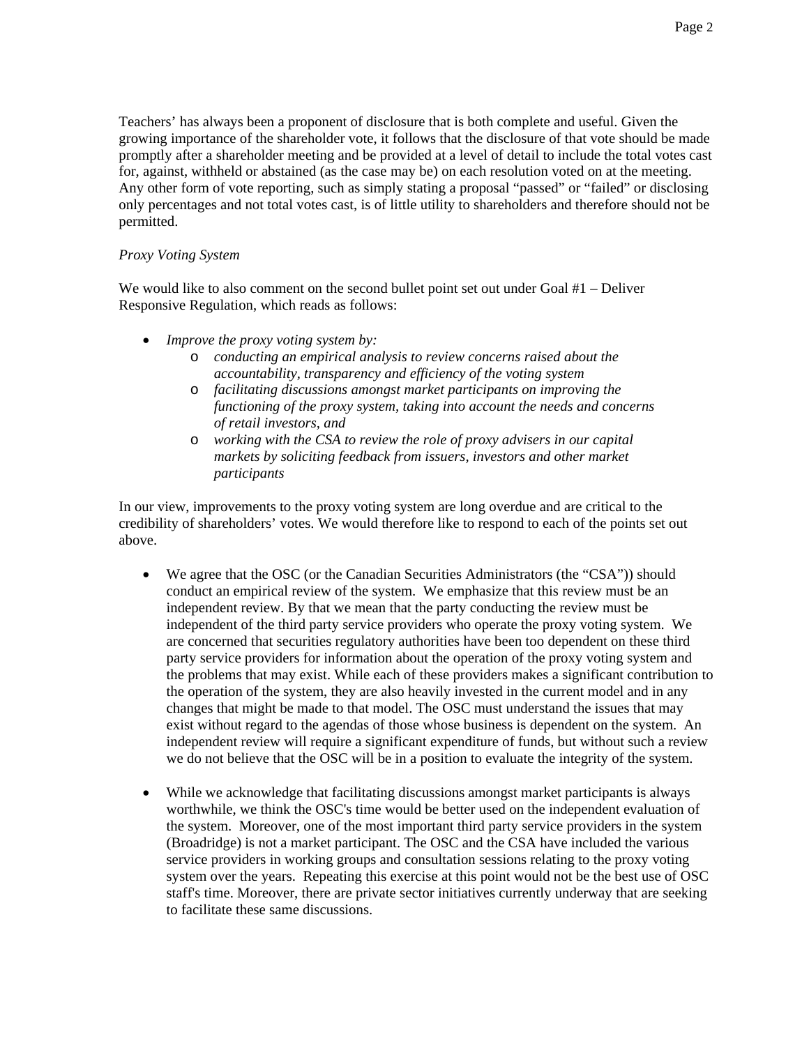Teachers' has always been a proponent of disclosure that is both complete and useful. Given the growing importance of the shareholder vote, it follows that the disclosure of that vote should be made promptly after a shareholder meeting and be provided at a level of detail to include the total votes cast for, against, withheld or abstained (as the case may be) on each resolution voted on at the meeting. Any other form of vote reporting, such as simply stating a proposal "passed" or "failed" or disclosing only percentages and not total votes cast, is of little utility to shareholders and therefore should not be permitted.

*Proxy Voting System*

We would like to also comment on the second bullet point set out under Goal #1 – Deliver Responsive Regulation, which reads as follows:

- *Improve the proxy voting system by:*
    - *conducting an empirical analysis to review concerns raised about the accountability, transparency and efficiency of the voting system*
    - *facilitating discussions amongst market participants on improving the functioning of the proxy system, taking into account the needs and concerns of retail investors, and*
    - *working with the CSA to review the role of proxy advisers in our capital markets by soliciting feedback from issuers, investors and other market participants*

In our view, improvements to the proxy voting system are long overdue and are critical to the credibility of shareholders' votes. We would therefore like to respond to each of the points set out above.

- We agree that the OSC (or the Canadian Securities Administrators (the "CSA")) should conduct an empirical review of the system. We emphasize that this review must be an independent review. By that we mean that the party conducting the review must be independent of the third party service providers who operate the proxy voting system. We are concerned that securities regulatory authorities have been too dependent on these third party service providers for information about the operation of the proxy voting system and the problems that may exist. While each of these providers makes a significant contribution to the operation of the system, they are also heavily invested in the current model and in any changes that might be made to that model. The OSC must understand the issues that may exist without regard to the agendas of those whose business is dependent on the system. An independent review will require a significant expenditure of funds, but without such a review we do not believe that the OSC will be in a position to evaluate the integrity of the system.

- While we acknowledge that facilitating discussions amongst market participants is always worthwhile, we think the OSC's time would be better used on the independent evaluation of the system. Moreover, one of the most important third party service providers in the system (Broadridge) is not a market participant. The OSC and the CSA have included the various service providers in working groups and consultation sessions relating to the proxy voting system over the years. Repeating this exercise at this point would not be the best use of OSC staff's time. Moreover, there are private sector initiatives currently underway that are seeking to facilitate these same discussions.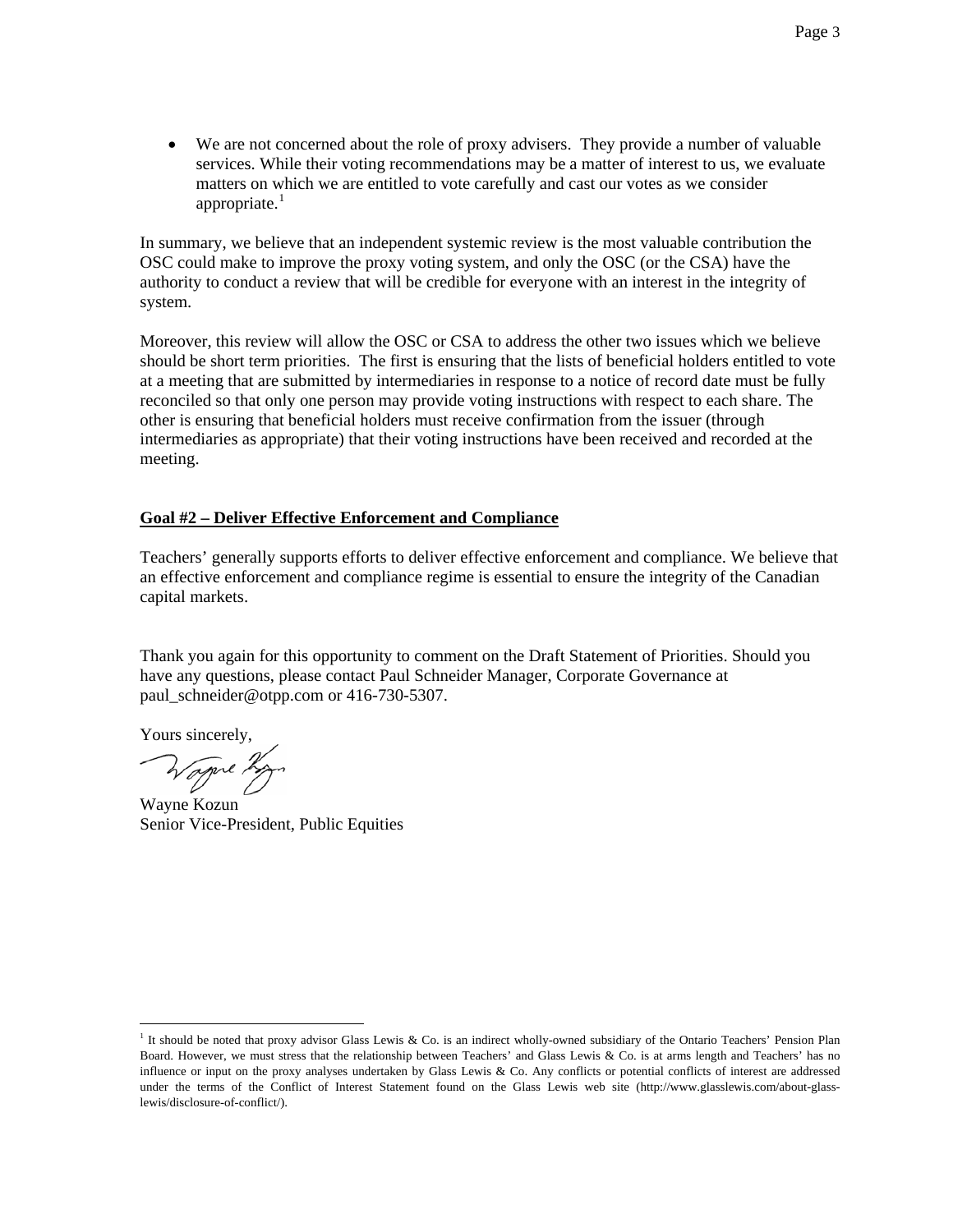- We are not concerned about the role of proxy advisers. They provide a number of valuable services. While their voting recommendations may be a matter of interest to us, we evaluate matters on which we are entitled to vote carefully and cast our votes as we consider appropriate.[1]

In summary, we believe that an independent systemic review is the most valuable contribution the OSC could make to improve the proxy voting system, and only the OSC (or the CSA) have the authority to conduct a review that will be credible for everyone with an interest in the integrity of system.

Moreover, this review will allow the OSC or CSA to address the other two issues which we believe should be short term priorities. The first is ensuring that the lists of beneficial holders entitled to vote at a meeting that are submitted by intermediaries in response to a notice of record date must be fully reconciled so that only one person may provide voting instructions with respect to each share. The other is ensuring that beneficial holders must receive confirmation from the issuer (through intermediaries as appropriate) that their voting instructions have been received and recorded at the meeting.

**Goal #2 – Deliver Effective Enforcement and Compliance**

Teachers' generally supports efforts to deliver effective enforcement and compliance. We believe that an effective enforcement and compliance regime is essential to ensure the integrity of the Canadian capital markets.

Thank you again for this opportunity to comment on the Draft Statement of Priorities. Should you have any questions, please contact Paul Schneider Manager, Corporate Governance at paul_schneider@otpp.com or 416-730-5307.

Yours sincerely,

Wayne Kozun
Senior Vice-President, Public Equities

---

[1] It should be noted that proxy advisor Glass Lewis & Co. is an indirect wholly-owned subsidiary of the Ontario Teachers' Pension Plan Board. However, we must stress that the relationship between Teachers' and Glass Lewis & Co. is at arms length and Teachers' has no influence or input on the proxy analyses undertaken by Glass Lewis & Co. Any conflicts or potential conflicts of interest are addressed under the terms of the Conflict of Interest Statement found on the Glass Lewis web site (http://www.glasslewis.com/about-glass-lewis/disclosure-of-conflict/).